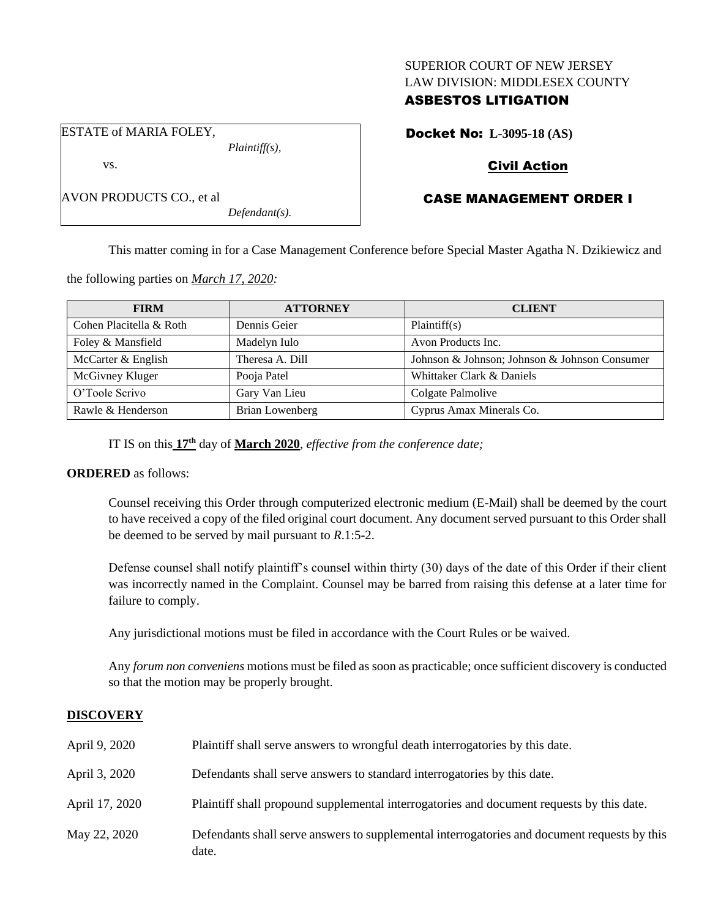SUPERIOR COURT OF NEW JERSEY
LAW DIVISION: MIDDLESEX COUNTY
**ASBESTOS LITIGATION**

ESTATE of MARIA FOLEY,
*Plaintiff(s),*

vs.

AVON PRODUCTS CO., et al
*Defendant(s).*

**Docket No: L-3095-18 (AS)**

**Civil Action**

**CASE MANAGEMENT ORDER I**

This matter coming in for a Case Management Conference before Special Master Agatha N. Dzikiewicz and the following parties on *March 17, 2020:*

| FIRM | ATTORNEY | CLIENT |
|---|---|---|
| Cohen Placitella & Roth | Dennis Geier | Plaintiff(s) |
| Foley & Mansfield | Madelyn Iulo | Avon Products Inc. |
| McCarter & English | Theresa A. Dill | Johnson & Johnson; Johnson & Johnson Consumer |
| McGivney Kluger | Pooja Patel | Whittaker Clark & Daniels |
| O'Toole Scrivo | Gary Van Lieu | Colgate Palmolive |
| Rawle & Henderson | Brian Lowenberg | Cyprus Amax Minerals Co. |

IT IS on this **17th** day of **March 2020**, *effective from the conference date;*

**ORDERED** as follows:

Counsel receiving this Order through computerized electronic medium (E-Mail) shall be deemed by the court to have received a copy of the filed original court document. Any document served pursuant to this Order shall be deemed to be served by mail pursuant to *R*.1:5-2.

Defense counsel shall notify plaintiff's counsel within thirty (30) days of the date of this Order if their client was incorrectly named in the Complaint. Counsel may be barred from raising this defense at a later time for failure to comply.

Any jurisdictional motions must be filed in accordance with the Court Rules or be waived.

Any *forum non conveniens* motions must be filed as soon as practicable; once sufficient discovery is conducted so that the motion may be properly brought.

**DISCOVERY**

| | |
|---|---|
| April 9, 2020 | Plaintiff shall serve answers to wrongful death interrogatories by this date. |
| April 3, 2020 | Defendants shall serve answers to standard interrogatories by this date. |
| April 17, 2020 | Plaintiff shall propound supplemental interrogatories and document requests by this date. |
| May 22, 2020 | Defendants shall serve answers to supplemental interrogatories and document requests by this date. |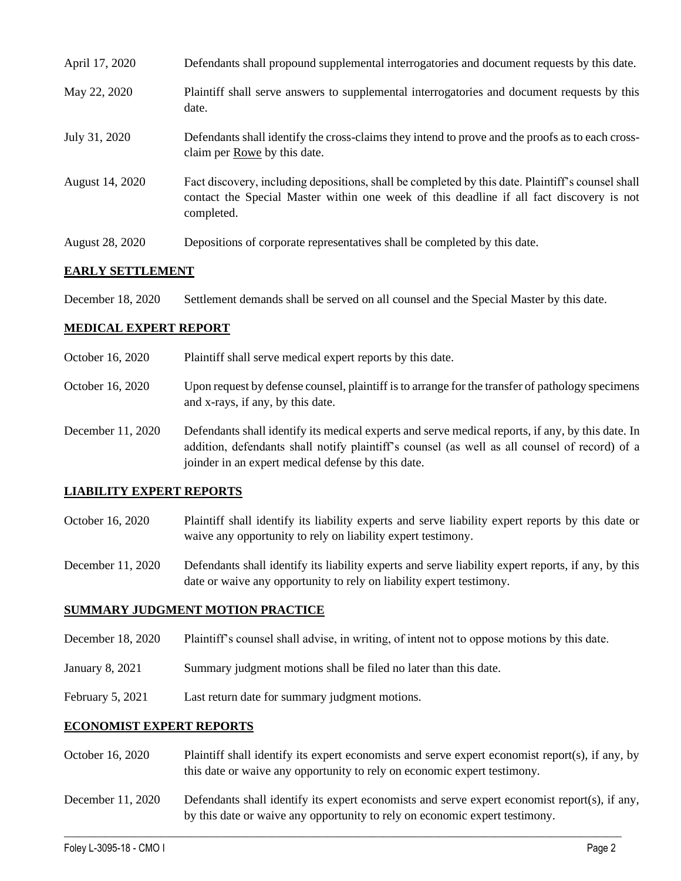| | |
|---|---|
| April 17, 2020 | Defendants shall propound supplemental interrogatories and document requests by this date. |
| May 22, 2020 | Plaintiff shall serve answers to supplemental interrogatories and document requests by this date. |
| July 31, 2020 | Defendants shall identify the cross-claims they intend to prove and the proofs as to each cross-claim per Rowe by this date. |
| August 14, 2020 | Fact discovery, including depositions, shall be completed by this date. Plaintiff's counsel shall contact the Special Master within one week of this deadline if all fact discovery is not completed. |
| August 28, 2020 | Depositions of corporate representatives shall be completed by this date. |

## EARLY SETTLEMENT

| | |
|---|---|
| December 18, 2020 | Settlement demands shall be served on all counsel and the Special Master by this date. |

## MEDICAL EXPERT REPORT

| | |
|---|---|
| October 16, 2020 | Plaintiff shall serve medical expert reports by this date. |
| October 16, 2020 | Upon request by defense counsel, plaintiff is to arrange for the transfer of pathology specimens and x-rays, if any, by this date. |
| December 11, 2020 | Defendants shall identify its medical experts and serve medical reports, if any, by this date. In addition, defendants shall notify plaintiff's counsel (as well as all counsel of record) of a joinder in an expert medical defense by this date. |

## LIABILITY EXPERT REPORTS

| | |
|---|---|
| October 16, 2020 | Plaintiff shall identify its liability experts and serve liability expert reports by this date or waive any opportunity to rely on liability expert testimony. |
| December 11, 2020 | Defendants shall identify its liability experts and serve liability expert reports, if any, by this date or waive any opportunity to rely on liability expert testimony. |

## SUMMARY JUDGMENT MOTION PRACTICE

| | |
|---|---|
| December 18, 2020 | Plaintiff's counsel shall advise, in writing, of intent not to oppose motions by this date. |
| January 8, 2021 | Summary judgment motions shall be filed no later than this date. |
| February 5, 2021 | Last return date for summary judgment motions. |

## ECONOMIST EXPERT REPORTS

| | |
|---|---|
| October 16, 2020 | Plaintiff shall identify its expert economists and serve expert economist report(s), if any, by this date or waive any opportunity to rely on economic expert testimony. |
| December 11, 2020 | Defendants shall identify its expert economists and serve expert economist report(s), if any, by this date or waive any opportunity to rely on economic expert testimony. |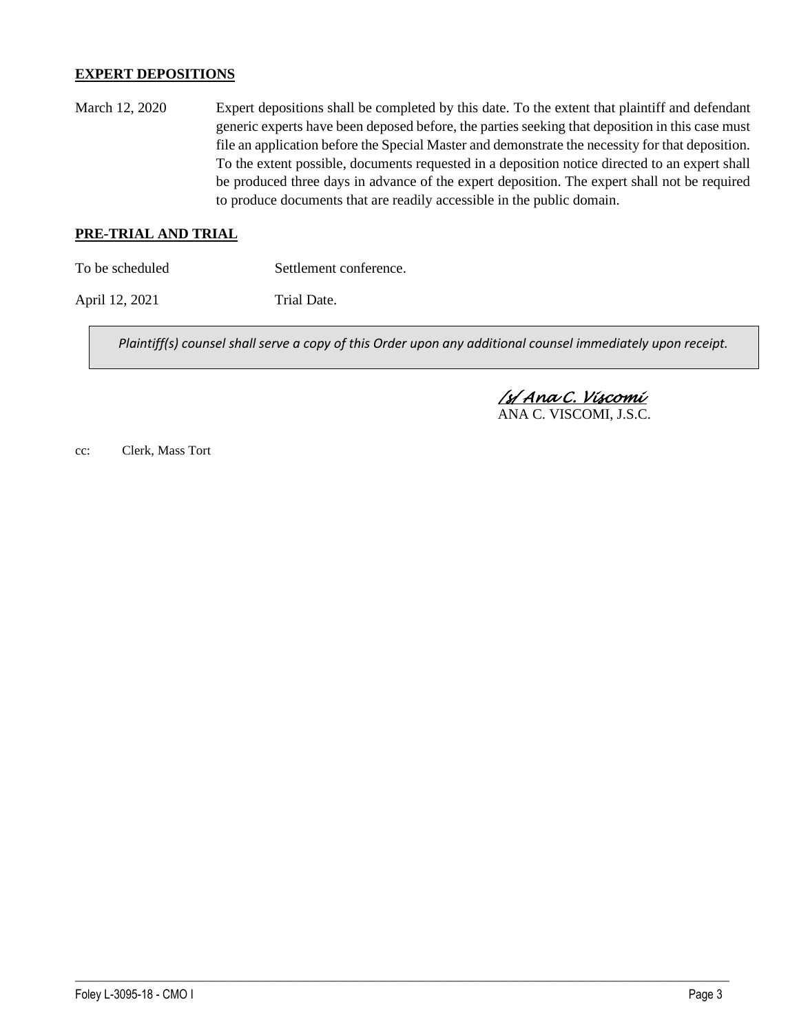**EXPERT DEPOSITIONS**

| | |
|---|---|
| March 12, 2020 | Expert depositions shall be completed by this date. To the extent that plaintiff and defendant generic experts have been deposed before, the parties seeking that deposition in this case must file an application before the Special Master and demonstrate the necessity for that deposition. To the extent possible, documents requested in a deposition notice directed to an expert shall be produced three days in advance of the expert deposition. The expert shall not be required to produce documents that are readily accessible in the public domain. |

**PRE-TRIAL AND TRIAL**

| | |
|---|---|
| To be scheduled | Settlement conference. |
| April 12, 2021 | Trial Date. |

*Plaintiff(s) counsel shall serve a copy of this Order upon any additional counsel immediately upon receipt.*

/s/ Ana C. Viscomi
ANA C. VISCOMI, J.S.C.

cc: Clerk, Mass Tort